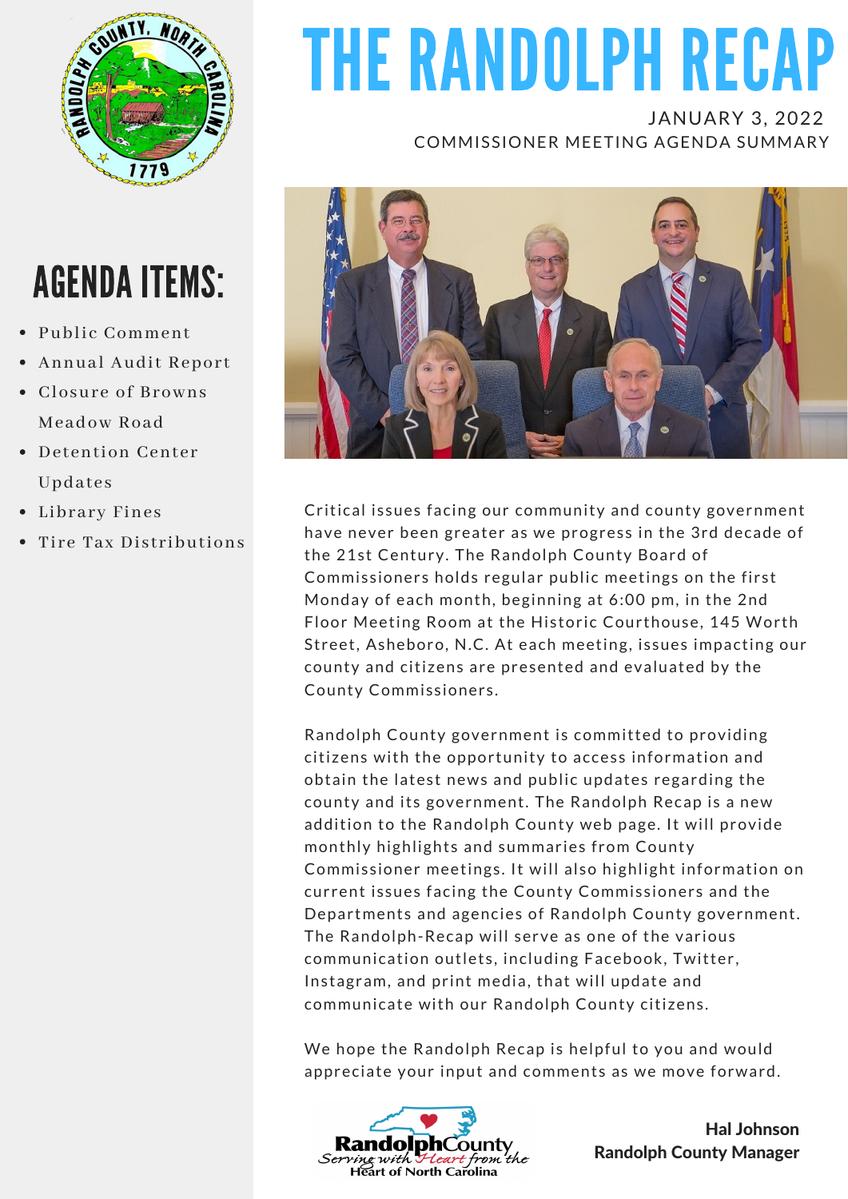# THE RANDOLPH RECAP

JANUARY 3, 2022

COMMISSIONER MEETING AGENDA SUMMARY

## AGENDA ITEMS:

- Public Comment
- Annual Audit Report
- Closure of Browns Meadow Road
- Detention Center Updates
- Library Fines
- Tire Tax Distributions

Critical issues facing our community and county government have never been greater as we progress in the 3rd decade of the 21st Century. The Randolph County Board of Commissioners holds regular public meetings on the first Monday of each month, beginning at 6:00 pm, in the 2nd Floor Meeting Room at the Historic Courthouse, 145 Worth Street, Asheboro, N.C. At each meeting, issues impacting our county and citizens are presented and evaluated by the County Commissioners.

Randolph County government is committed to providing citizens with the opportunity to access information and obtain the latest news and public updates regarding the county and its government. The Randolph Recap is a new addition to the Randolph County web page. It will provide monthly highlights and summaries from County Commissioner meetings. It will also highlight information on current issues facing the County Commissioners and the Departments and agencies of Randolph County government. The Randolph-Recap will serve as one of the various communication outlets, including Facebook, Twitter, Instagram, and print media, that will update and communicate with our Randolph County citizens.

We hope the Randolph Recap is helpful to you and would appreciate your input and comments as we move forward.

RandolphCounty
*Serving with Heart from the Heart of North Carolina*

**Hal Johnson**
**Randolph County Manager**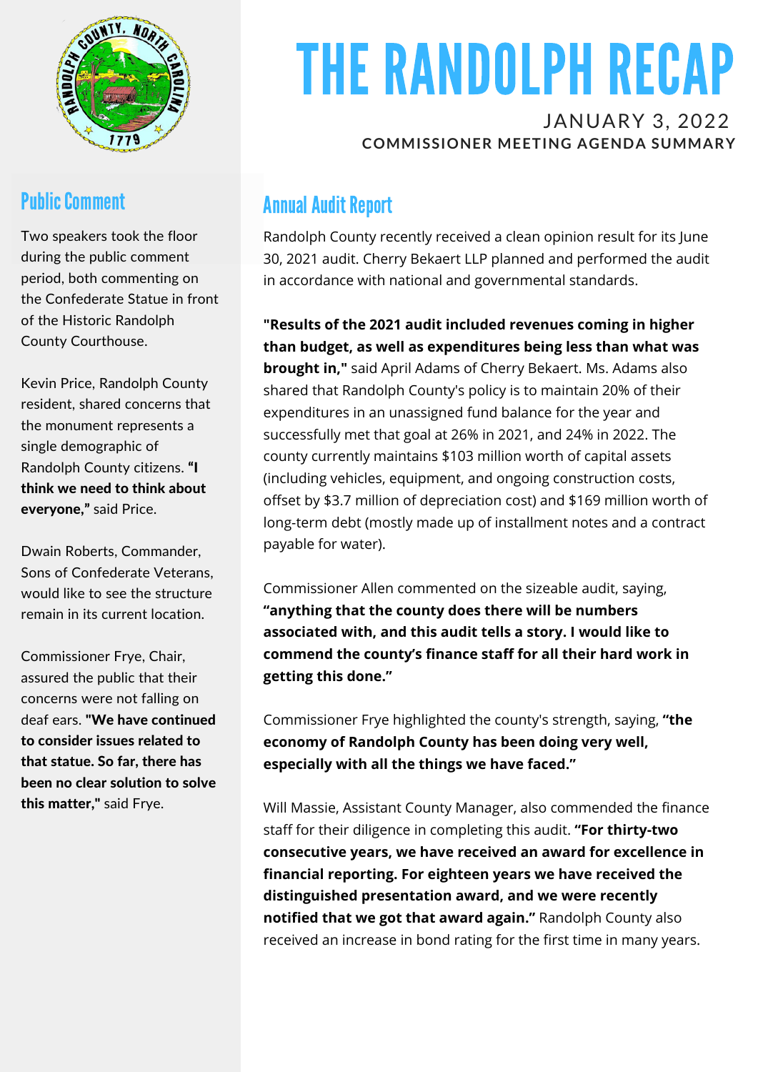# THE RANDOLPH RECAP

JANUARY 3, 2022

**COMMISSIONER MEETING AGENDA SUMMARY**

## Public Comment

Two speakers took the floor during the public comment period, both commenting on the Confederate Statue in front of the Historic Randolph County Courthouse.

Kevin Price, Randolph County resident, shared concerns that the monument represents a single demographic of Randolph County citizens. **"I think we need to think about everyone,"** said Price.

Dwain Roberts, Commander, Sons of Confederate Veterans, would like to see the structure remain in its current location.

Commissioner Frye, Chair, assured the public that their concerns were not falling on deaf ears. **"We have continued to consider issues related to that statue. So far, there has been no clear solution to solve this matter,"** said Frye.

## Annual Audit Report

Randolph County recently received a clean opinion result for its June 30, 2021 audit. Cherry Bekaert LLP planned and performed the audit in accordance with national and governmental standards.

**"Results of the 2021 audit included revenues coming in higher than budget, as well as expenditures being less than what was brought in,"** said April Adams of Cherry Bekaert. Ms. Adams also shared that Randolph County's policy is to maintain 20% of their expenditures in an unassigned fund balance for the year and successfully met that goal at 26% in 2021, and 24% in 2022. The county currently maintains $103 million worth of capital assets (including vehicles, equipment, and ongoing construction costs, offset by $3.7 million of depreciation cost) and $169 million worth of long-term debt (mostly made up of installment notes and a contract payable for water).

Commissioner Allen commented on the sizeable audit, saying, **"anything that the county does there will be numbers associated with, and this audit tells a story. I would like to commend the county's finance staff for all their hard work in getting this done."**

Commissioner Frye highlighted the county's strength, saying, **"the economy of Randolph County has been doing very well, especially with all the things we have faced."**

Will Massie, Assistant County Manager, also commended the finance staff for their diligence in completing this audit. **"For thirty-two consecutive years, we have received an award for excellence in financial reporting. For eighteen years we have received the distinguished presentation award, and we were recently notified that we got that award again."** Randolph County also received an increase in bond rating for the first time in many years.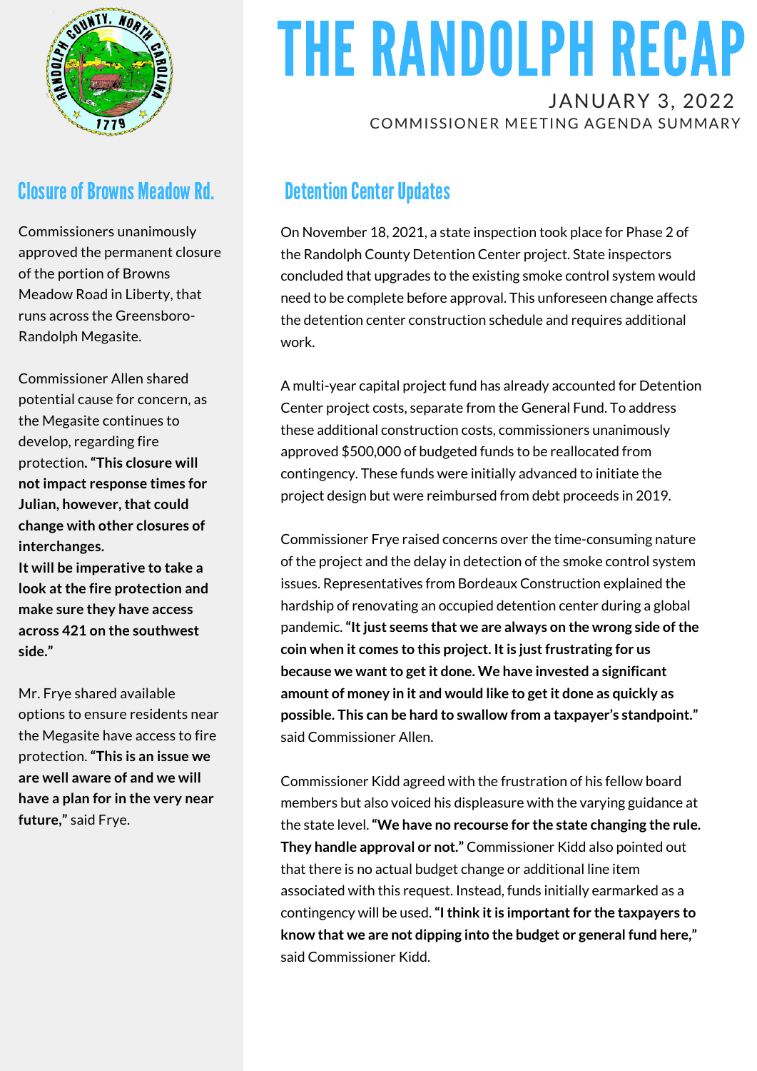# THE RANDOLPH RECAP

JANUARY 3, 2022

COMMISSIONER MEETING AGENDA SUMMARY

## Closure of Browns Meadow Rd.

Commissioners unanimously approved the permanent closure of the portion of Browns Meadow Road in Liberty, that runs across the Greensboro-Randolph Megasite.

Commissioner Allen shared potential cause for concern, as the Megasite continues to develop, regarding fire protection. **"This closure will not impact response times for Julian, however, that could change with other closures of interchanges. It will be imperative to take a look at the fire protection and make sure they have access across 421 on the southwest side."**

Mr. Frye shared available options to ensure residents near the Megasite have access to fire protection. **"This is an issue we are well aware of and we will have a plan for in the very near future,"** said Frye.

## Detention Center Updates

On November 18, 2021, a state inspection took place for Phase 2 of the Randolph County Detention Center project. State inspectors concluded that upgrades to the existing smoke control system would need to be complete before approval. This unforeseen change affects the detention center construction schedule and requires additional work.

A multi-year capital project fund has already accounted for Detention Center project costs, separate from the General Fund. To address these additional construction costs, commissioners unanimously approved $500,000 of budgeted funds to be reallocated from contingency. These funds were initially advanced to initiate the project design but were reimbursed from debt proceeds in 2019.

Commissioner Frye raised concerns over the time-consuming nature of the project and the delay in detection of the smoke control system issues. Representatives from Bordeaux Construction explained the hardship of renovating an occupied detention center during a global pandemic. **"It just seems that we are always on the wrong side of the coin when it comes to this project. It is just frustrating for us because we want to get it done. We have invested a significant amount of money in it and would like to get it done as quickly as possible. This can be hard to swallow from a taxpayer's standpoint."** said Commissioner Allen.

Commissioner Kidd agreed with the frustration of his fellow board members but also voiced his displeasure with the varying guidance at the state level. **"We have no recourse for the state changing the rule. They handle approval or not."** Commissioner Kidd also pointed out that there is no actual budget change or additional line item associated with this request. Instead, funds initially earmarked as a contingency will be used. **"I think it is important for the taxpayers to know that we are not dipping into the budget or general fund here,"** said Commissioner Kidd.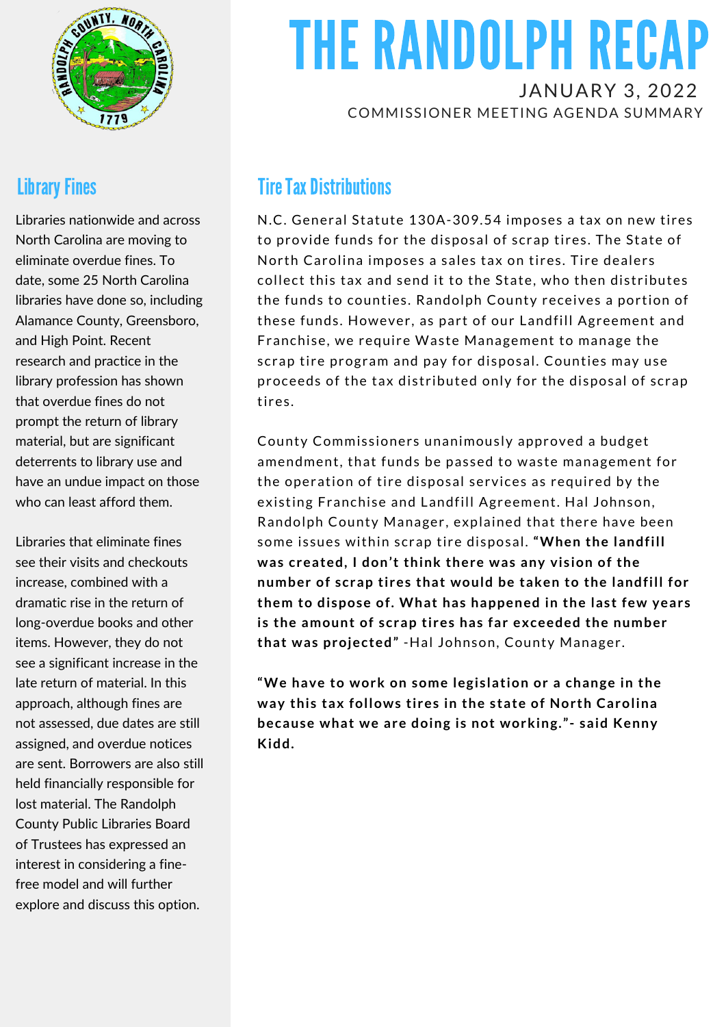# THE RANDOLPH RECAP

JANUARY 3, 2022

COMMISSIONER MEETING AGENDA SUMMARY

## Library Fines

Libraries nationwide and across North Carolina are moving to eliminate overdue fines. To date, some 25 North Carolina libraries have done so, including Alamance County, Greensboro, and High Point. Recent research and practice in the library profession has shown that overdue fines do not prompt the return of library material, but are significant deterrents to library use and have an undue impact on those who can least afford them.

Libraries that eliminate fines see their visits and checkouts increase, combined with a dramatic rise in the return of long-overdue books and other items. However, they do not see a significant increase in the late return of material. In this approach, although fines are not assessed, due dates are still assigned, and overdue notices are sent. Borrowers are also still held financially responsible for lost material. The Randolph County Public Libraries Board of Trustees has expressed an interest in considering a fine-free model and will further explore and discuss this option.

## Tire Tax Distributions

N.C. General Statute 130A-309.54 imposes a tax on new tires to provide funds for the disposal of scrap tires. The State of North Carolina imposes a sales tax on tires. Tire dealers collect this tax and send it to the State, who then distributes the funds to counties. Randolph County receives a portion of these funds. However, as part of our Landfill Agreement and Franchise, we require Waste Management to manage the scrap tire program and pay for disposal. Counties may use proceeds of the tax distributed only for the disposal of scrap tires.

County Commissioners unanimously approved a budget amendment, that funds be passed to waste management for the operation of tire disposal services as required by the existing Franchise and Landfill Agreement. Hal Johnson, Randolph County Manager, explained that there have been some issues within scrap tire disposal. **"When the landfill was created, I don't think there was any vision of the number of scrap tires that would be taken to the landfill for them to dispose of. What has happened in the last few years is the amount of scrap tires has far exceeded the number that was projected"** -Hal Johnson, County Manager.

**"We have to work on some legislation or a change in the way this tax follows tires in the state of North Carolina because what we are doing is not working."- said Kenny Kidd.**